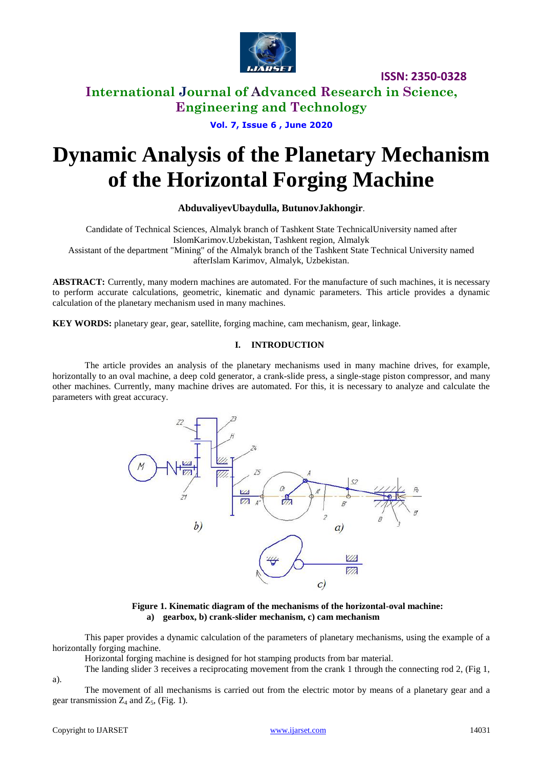# Dynamic Analysis of the Planetary Mechanism of the Horizontal Forging Machine

**AbduvaliyevUbaydulla, ButunovJakhongir**.

Candidate of Technical Sciences, Almalyk branch of Tashkent State TechnicalUniversity named after IslomKarimov.Uzbekistan, Tashkent region, Almalyk

Assistant of the department "Mining" of the Almalyk branch of the Tashkent State Technical University named afterIslam Karimov, Almalyk, Uzbekistan.

**ABSTRACT:** Currently, many modern machines are automated. For the manufacture of such machines, it is necessary to perform accurate calculations, geometric, kinematic and dynamic parameters. This article provides a dynamic calculation of the planetary mechanism used in many machines.

**KEY WORDS:** planetary gear, gear, satellite, forging machine, cam mechanism, gear, linkage.

## I. INTRODUCTION

The article provides an analysis of the planetary mechanisms used in many machine drives, for example, horizontally to an oval machine, a deep cold generator, a crank-slide press, a single-stage piston compressor, and many other machines. Currently, many machine drives are automated. For this, it is necessary to analyze and calculate the parameters with great accuracy.

**Figure 1. Kinematic diagram of the mechanisms of the horizontal-oval machine:**
**a) gearbox, b) crank-slider mechanism, c) cam mechanism**

This paper provides a dynamic calculation of the parameters of planetary mechanisms, using the example of a horizontally forging machine.

Horizontal forging machine is designed for hot stamping products from bar material.

The landing slider 3 receives a reciprocating movement from the crank 1 through the connecting rod 2, (Fig 1, a).

The movement of all mechanisms is carried out from the electric motor by means of a planetary gear and a gear transmission $Z_4$ and $Z_5$, (Fig. 1).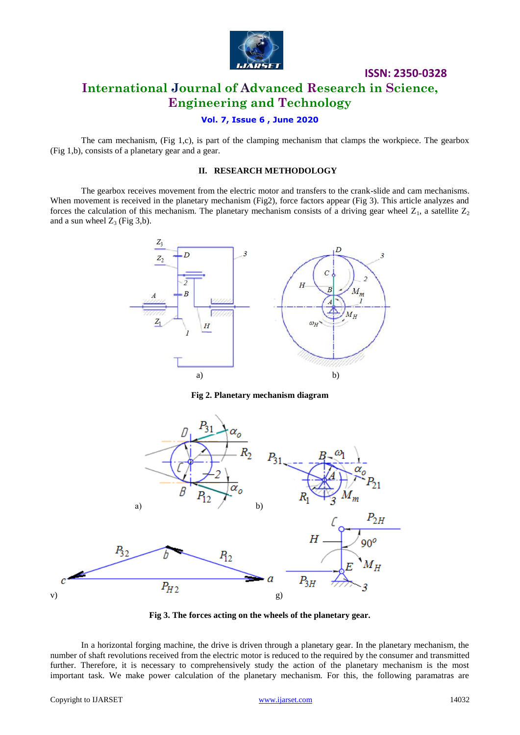The cam mechanism, (Fig 1,c), is part of the clamping mechanism that clamps the workpiece. The gearbox (Fig 1,b), consists of a planetary gear and a gear.

## II. RESEARCH METHODOLOGY

The gearbox receives movement from the electric motor and transfers to the crank-slide and cam mechanisms. When movement is received in the planetary mechanism (Fig2), force factors appear (Fig 3). This article analyzes and forces the calculation of this mechanism. The planetary mechanism consists of a driving gear wheel $Z_1$, a satellite $Z_2$ and a sun wheel $Z_3$ (Fig 3,b).

**Fig 2. Planetary mechanism diagram**

**Fig 3. The forces acting on the wheels of the planetary gear.**

In a horizontal forging machine, the drive is driven through a planetary gear. In the planetary mechanism, the number of shaft revolutions received from the electric motor is reduced to the required by the consumer and transmitted further. Therefore, it is necessary to comprehensively study the action of the planetary mechanism is the most important task. We make power calculation of the planetary mechanism. For this, the following paramatras are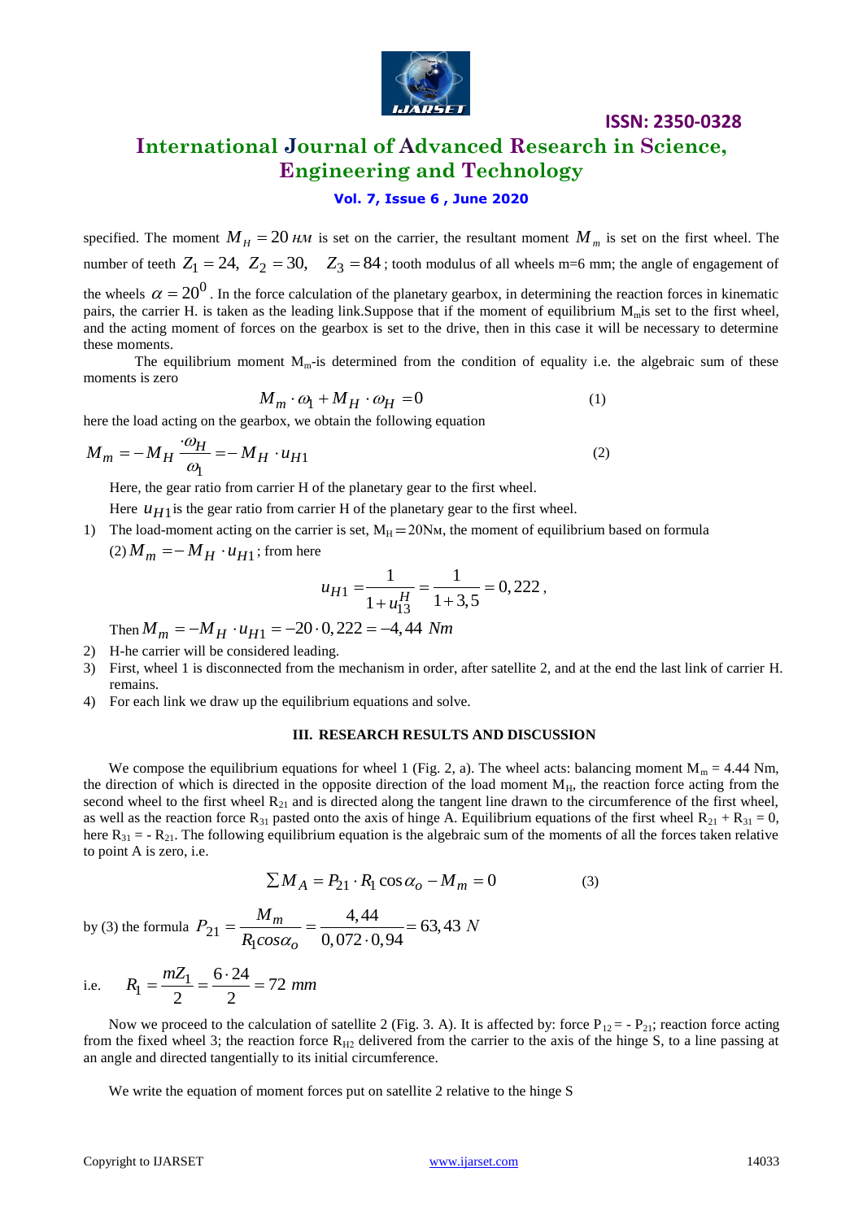specified. The moment $M_H = 20\ нм$ is set on the carrier, the resultant moment $M_m$ is set on the first wheel. The number of teeth $Z_1 = 24,\ Z_2 = 30,\quad Z_3 = 84$; tooth modulus of all wheels m=6 mm; the angle of engagement of the wheels $\alpha = 20^0$. In the force calculation of the planetary gearbox, in determining the reaction forces in kinematic pairs, the carrier H. is taken as the leading link.Suppose that if the moment of equilibrium $M_m$is set to the first wheel, and the acting moment of forces on the gearbox is set to the drive, then in this case it will be necessary to determine these moments.

The equilibrium moment $M_m$-is determined from the condition of equality i.e. the algebraic sum of these moments is zero

$$M_m \cdot \omega_1 + M_H \cdot \omega_H = 0 \tag{1}$$

here the load acting on the gearbox, we obtain the following equation

$$M_m = -M_H \frac{\cdot \omega_H}{\omega_1} = -M_H \cdot u_{H1} \tag{2}$$

Here, the gear ratio from carrier H of the planetary gear to the first wheel.

Here $u_{H1}$is the gear ratio from carrier H of the planetary gear to the first wheel.

1) The load-moment acting on the carrier is set, $M_H = 20$Nм, the moment of equilibrium based on formula (2) $M_m = -M_H \cdot u_{H1}$; from here

$$u_{H1} = \frac{1}{1 + u_{13}^H} = \frac{1}{1 + 3,5} = 0,222,$$

Then $M_m = -M_H \cdot u_{H1} = -20 \cdot 0,222 = -4,44\ Nm$

2) H-he carrier will be considered leading.
3) First, wheel 1 is disconnected from the mechanism in order, after satellite 2, and at the end the last link of carrier H. remains.
4) For each link we draw up the equilibrium equations and solve.

### III. RESEARCH RESULTS AND DISCUSSION

We compose the equilibrium equations for wheel 1 (Fig. 2, a). The wheel acts: balancing moment $M_m$ = 4.44 Nm, the direction of which is directed in the opposite direction of the load moment $M_H$, the reaction force acting from the second wheel to the first wheel $R_{21}$ and is directed along the tangent line drawn to the circumference of the first wheel, as well as the reaction force $R_{31}$ pasted onto the axis of hinge A. Equilibrium equations of the first wheel $R_{21} + R_{31} = 0$, here $R_{31} = - R_{21}$. The following equilibrium equation is the algebraic sum of the moments of all the forces taken relative to point A is zero, i.e.

$$\sum M_A = P_{21} \cdot R_1 \cos\alpha_o - M_m = 0 \tag{3}$$

by (3) the formula $P_{21} = \dfrac{M_m}{R_1 cos\alpha_o} = \dfrac{4,44}{0,072 \cdot 0,94} = 63,43\ N$

i.e. $R_1 = \dfrac{mZ_1}{2} = \dfrac{6 \cdot 24}{2} = 72\ mm$

Now we proceed to the calculation of satellite 2 (Fig. 3. A). It is affected by: force $P_{12} = - P_{21}$; reaction force acting from the fixed wheel 3; the reaction force $R_{H2}$ delivered from the carrier to the axis of the hinge S, to a line passing at an angle and directed tangentially to its initial circumference.

We write the equation of moment forces put on satellite 2 relative to the hinge S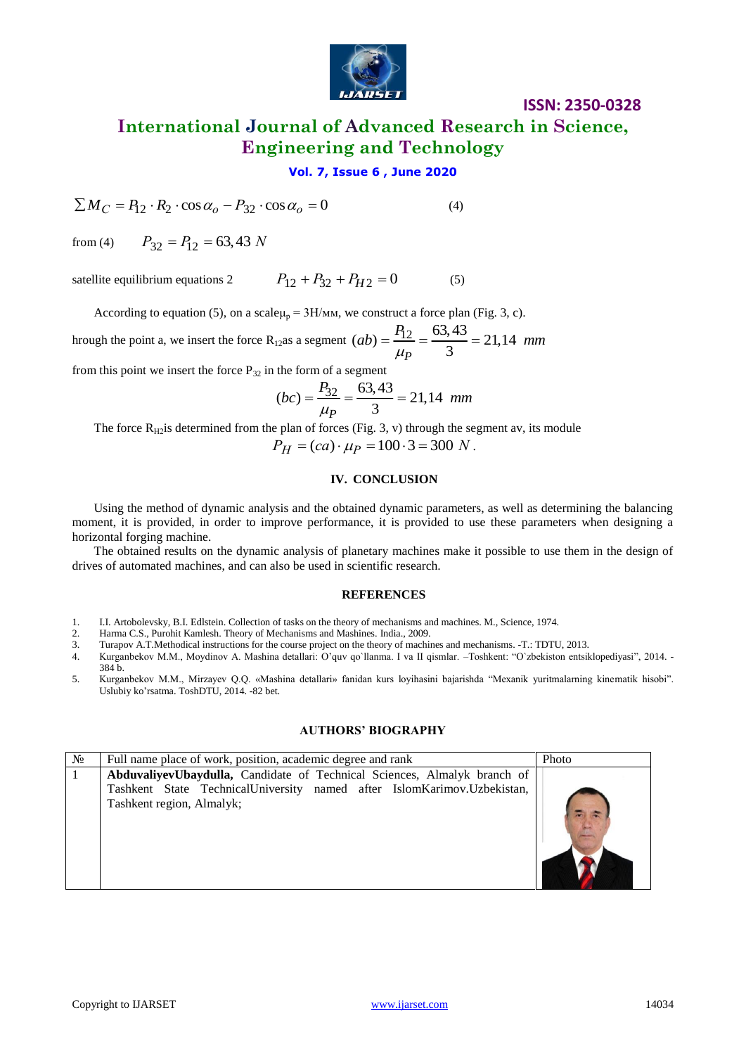$$\sum M_C = P_{12} \cdot R_2 \cdot \cos\alpha_o - P_{32} \cdot \cos\alpha_o = 0 \qquad (4)$$

from (4) $\quad P_{32} = P_{12} = 63,43\ N$

satellite equilibrium equations 2 $\quad P_{12} + P_{32} + P_{H2} = 0 \qquad (5)$

According to equation (5), on a scale$\mu_p$ = 3Н/мм, we construct a force plan (Fig. 3, c).

hrough the point a, we insert the force $R_{12}$as a segment $(ab) = \dfrac{P_{12}}{\mu_P} = \dfrac{63,43}{3} = 21{,}14\ mm$

from this point we insert the force $P_{32}$ in the form of a segment

$$(bc) = \frac{P_{32}}{\mu_P} = \frac{63,43}{3} = 21{,}14\ mm$$

The force $R_{H2}$is determined from the plan of forces (Fig. 3, v) through the segment av, its module

$$P_H = (ca) \cdot \mu_P = 100 \cdot 3 = 300\ N.$$

## IV. CONCLUSION

Using the method of dynamic analysis and the obtained dynamic parameters, as well as determining the balancing moment, it is provided, in order to improve performance, it is provided to use these parameters when designing a horizontal forging machine.

The obtained results on the dynamic analysis of planetary machines make it possible to use them in the design of drives of automated machines, and can also be used in scientific research.

## REFERENCES

1. I.I. Artobolevsky, B.I. Edlstein. Collection of tasks on the theory of mechanisms and machines. M., Science, 1974.
2. Harma C.S., Purohit Kamlesh. Theory of Mechanisms and Mashines. India., 2009.
3. Turapov A.T.Methodical instructions for the course project on the theory of machines and mechanisms. -T.: TDTU, 2013.
4. Kurganbekov M.M., Moydinov A. Mashina detallari: O'quv qo`llanma. I va II qismlar. –Toshkent: "O`zbekiston entsiklopediyasi", 2014. -384 b.
5. Kurganbekov M.M., Mirzayev Q.Q. «Mashina detallari» fanidan kurs loyihasini bajarishda "Mexanik yuritmalarning kinematik hisobi". Uslubiy ko'rsatma. ToshDTU, 2014. -82 bet.

## AUTHORS' BIOGRAPHY

| № | Full name place of work, position, academic degree and rank | Photo |
|---|---|---|
| 1 | **AbduvaliyevUbaydulla,** Candidate of Technical Sciences, Almalyk branch of Tashkent State TechnicalUniversity named after IslomKarimov.Uzbekistan, Tashkent region, Almalyk; | |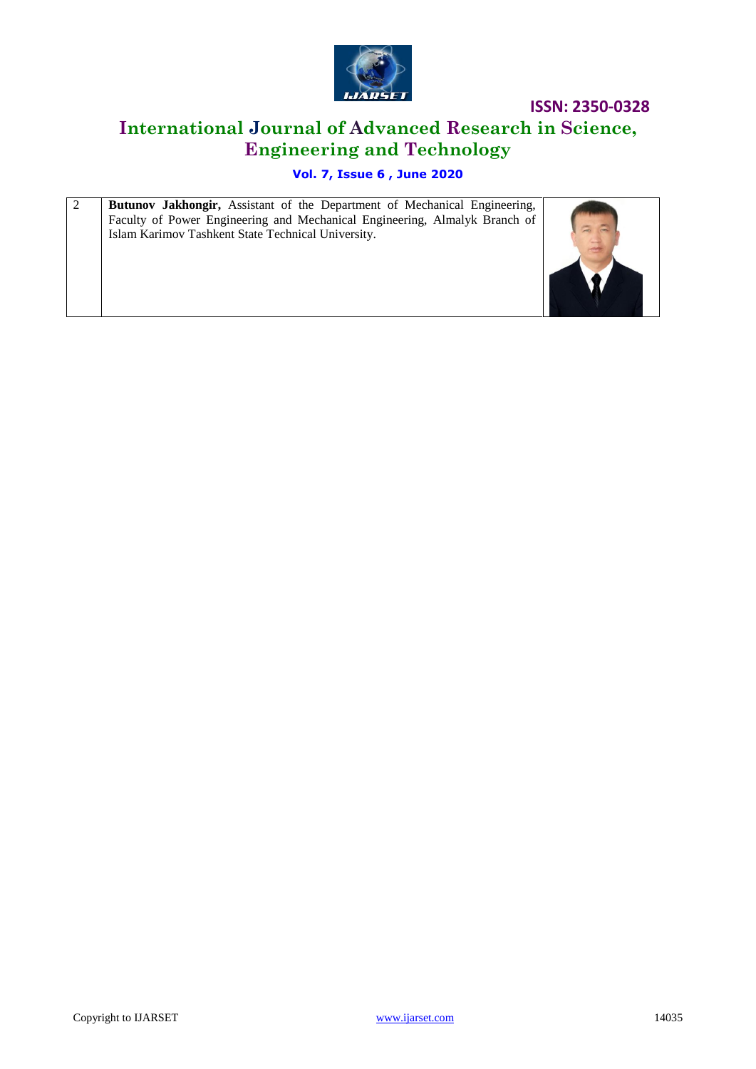| | | |
|---|---|---|
| 2 | **Butunov Jakhongir,** Assistant of the Department of Mechanical Engineering, Faculty of Power Engineering and Mechanical Engineering, Almalyk Branch of Islam Karimov Tashkent State Technical University. | |